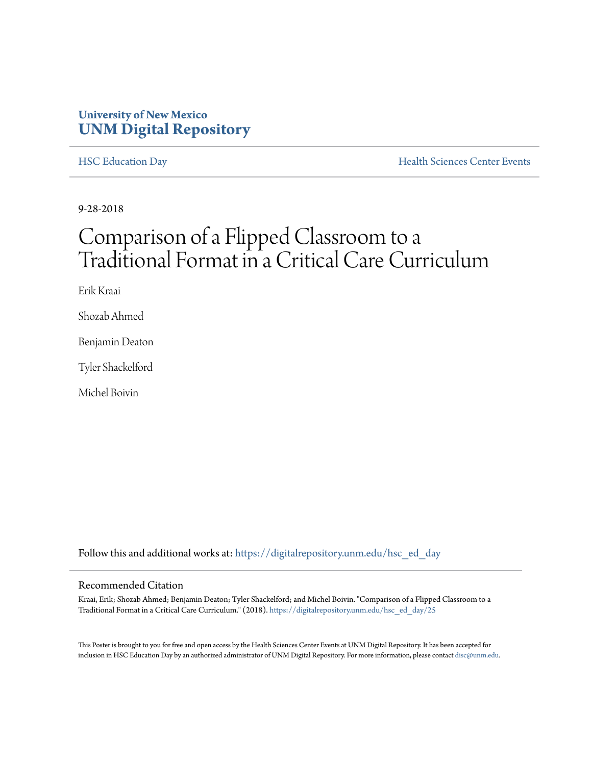University of New Mexico
**UNM Digital Repository**

HSC Education Day

Health Sciences Center Events

9-28-2018

# Comparison of a Flipped Classroom to a Traditional Format in a Critical Care Curriculum

Erik Kraai

Shozab Ahmed

Benjamin Deaton

Tyler Shackelford

Michel Boivin

Follow this and additional works at: https://digitalrepository.unm.edu/hsc_ed_day

## Recommended Citation

Kraai, Erik; Shozab Ahmed; Benjamin Deaton; Tyler Shackelford; and Michel Boivin. "Comparison of a Flipped Classroom to a Traditional Format in a Critical Care Curriculum." (2018). https://digitalrepository.unm.edu/hsc_ed_day/25

This Poster is brought to you for free and open access by the Health Sciences Center Events at UNM Digital Repository. It has been accepted for inclusion in HSC Education Day by an authorized administrator of UNM Digital Repository. For more information, please contact disc@unm.edu.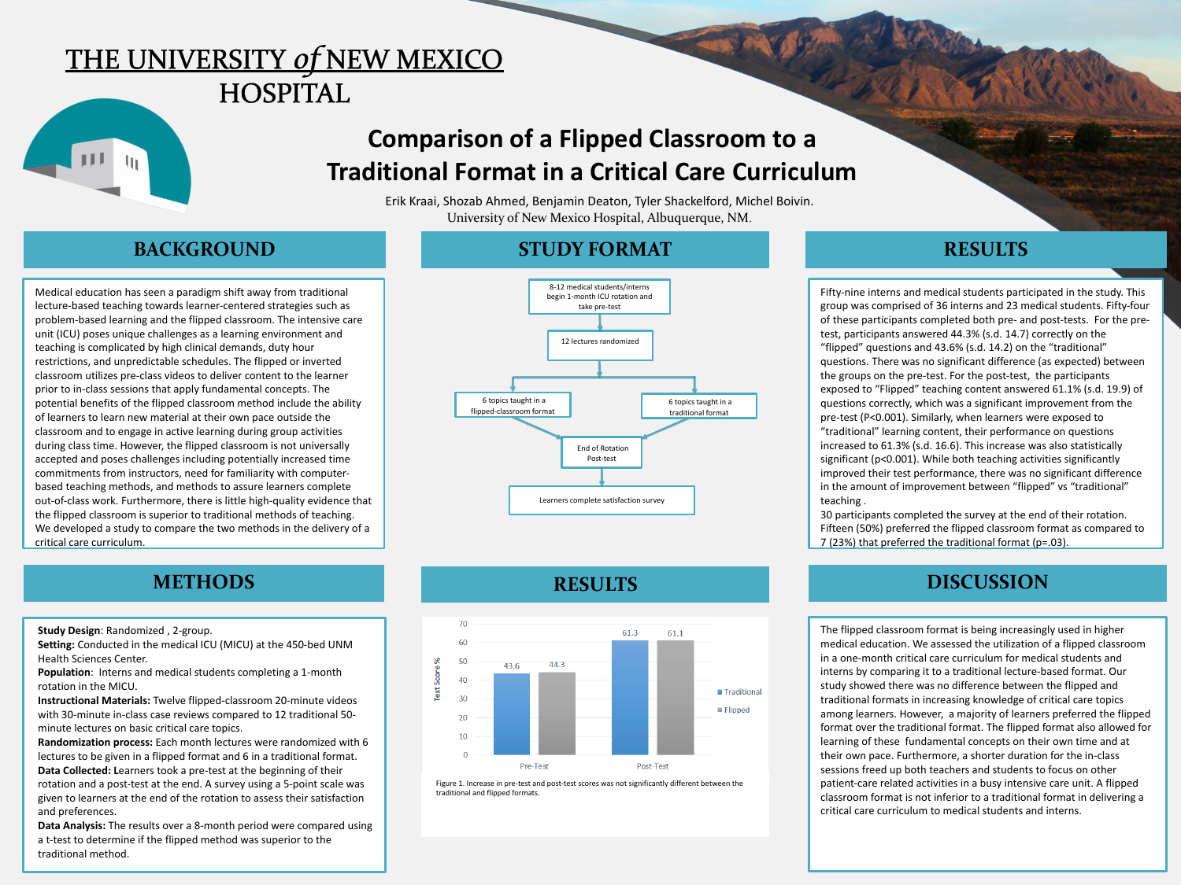# THE UNIVERSITY of NEW MEXICO HOSPITAL

# Comparison of a Flipped Classroom to a Traditional Format in a Critical Care Curriculum

Erik Kraai, Shozab Ahmed, Benjamin Deaton, Tyler Shackelford, Michel Boivin.
University of New Mexico Hospital, Albuquerque, NM.

## BACKGROUND

Medical education has seen a paradigm shift away from traditional lecture-based teaching towards learner-centered strategies such as problem-based learning and the flipped classroom. The intensive care unit (ICU) poses unique challenges as a learning environment and teaching is complicated by high clinical demands, duty hour restrictions, and unpredictable schedules. The flipped or inverted classroom utilizes pre-class videos to deliver content to the learner prior to in-class sessions that apply fundamental concepts. The potential benefits of the flipped classroom method include the ability of learners to learn new material at their own pace outside the classroom and to engage in active learning during group activities during class time. However, the flipped classroom is not universally accepted and poses challenges including potentially increased time commitments from instructors, need for familiarity with computer-based teaching methods, and methods to assure learners complete out-of-class work. Furthermore, there is little high-quality evidence that the flipped classroom is superior to traditional methods of teaching. We developed a study to compare the two methods in the delivery of a critical care curriculum.

## METHODS

**Study Design**: Randomized , 2-group.
**Setting:** Conducted in the medical ICU (MICU) at the 450-bed UNM Health Sciences Center.
**Population**: Interns and medical students completing a 1-month rotation in the MICU.
**Instructional Materials:** Twelve flipped-classroom 20-minute videos with 30-minute in-class case reviews compared to 12 traditional 50-minute lectures on basic critical care topics.
**Randomization process:** Each month lectures were randomized with 6 lectures to be given in a flipped format and 6 in a traditional format.
**Data Collected:** Learners took a pre-test at the beginning of their rotation and a post-test at the end. A survey using a 5-point scale was given to learners at the end of the rotation to assess their satisfaction and preferences.
**Data Analysis:** The results over a 8-month period were compared using a t-test to determine if the flipped method was superior to the traditional method.

## STUDY FORMAT

8-12 medical students/interns begin 1-month ICU rotation and take pre-test
12 lectures randomized
6 topics taught in a flipped-classroom format
6 topics taught in a traditional format
End of Rotation Post-test
Learners complete satisfaction survey

## RESULTS

70
60
50
40
30
20
10
0
Test Score %
43.6
44.3
61.3
61.1
Pre-Test
Post-Test
Traditional
Flipped

Figure 1. Increase in pre-test and post-test scores was not significantly different between the traditional and flipped formats.

## RESULTS

Fifty-nine interns and medical students participated in the study. This group was comprised of 36 interns and 23 medical students. Fifty-four of these participants completed both pre- and post-tests. For the pre-test, participants answered 44.3% (s.d. 14.7) correctly on the "flipped" questions and 43.6% (s.d. 14.2) on the "traditional" questions. There was no significant difference (as expected) between the groups on the pre-test. For the post-test, the participants exposed to "Flipped" teaching content answered 61.1% (s.d. 19.9) of questions correctly, which was a significant improvement from the pre-test ($P<0.001$). Similarly, when learners were exposed to "traditional" learning content, their performance on questions increased to 61.3% (s.d. 16.6). This increase was also statistically significant ($p<0.001$). While both teaching activities significantly improved their test performance, there was no significant difference in the amount of improvement between "flipped" vs "traditional" teaching .
30 participants completed the survey at the end of their rotation. Fifteen (50%) preferred the flipped classroom format as compared to 7 (23%) that preferred the traditional format ($p=.03$).

## DISCUSSION

The flipped classroom format is being increasingly used in higher medical education. We assessed the utilization of a flipped classroom in a one-month critical care curriculum for medical students and interns by comparing it to a traditional lecture-based format. Our study showed there was no difference between the flipped and traditional formats in increasing knowledge of critical care topics among learners. However, a majority of learners preferred the flipped format over the traditional format. The flipped format also allowed for learning of these fundamental concepts on their own time and at their own pace. Furthermore, a shorter duration for the in-class sessions freed up both teachers and students to focus on other patient-care related activities in a busy intensive care unit. A flipped classroom format is not inferior to a traditional format in delivering a critical care curriculum to medical students and interns.